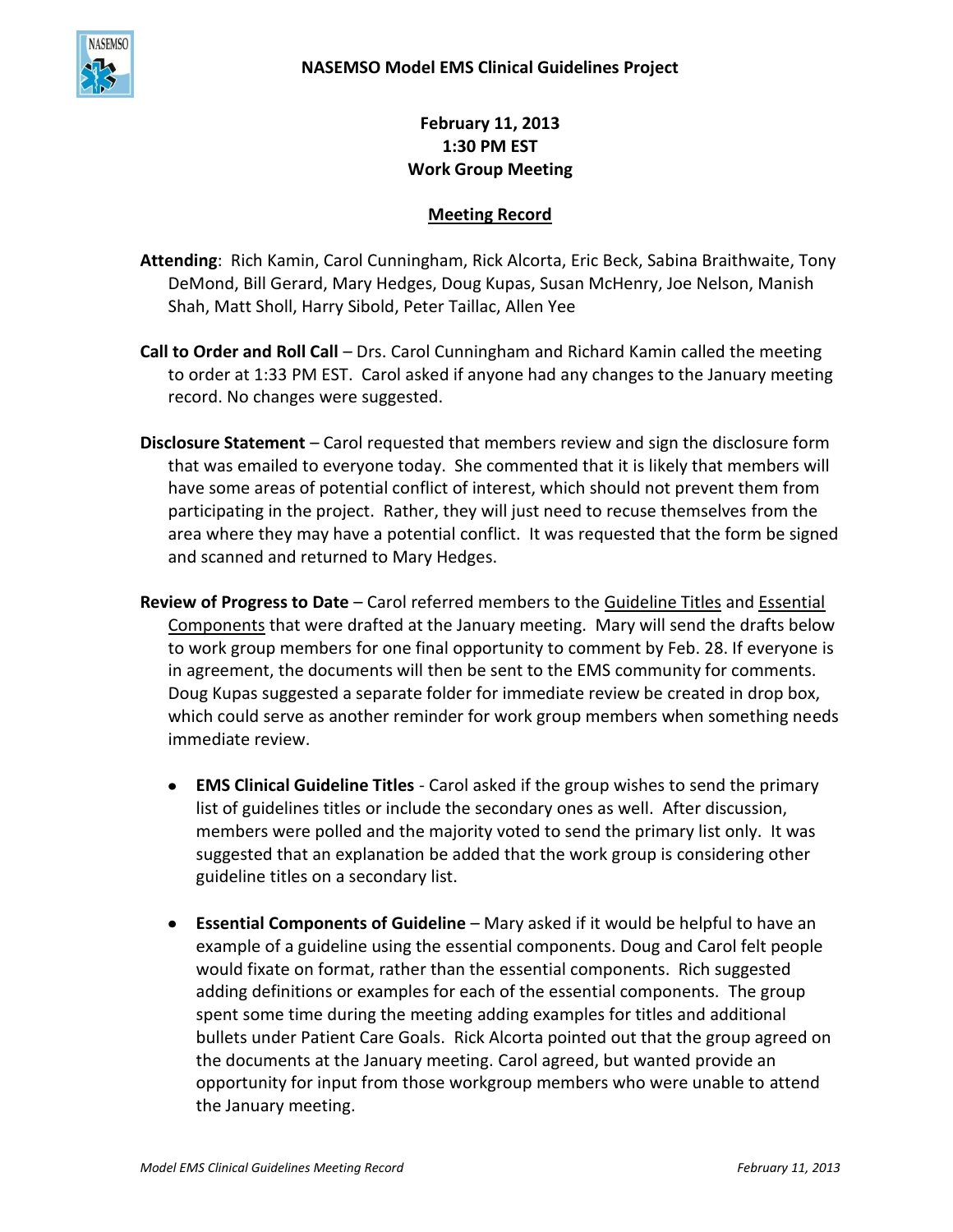# NASEMSO Model EMS Clinical Guidelines Project

**February 11, 2013**
**1:30 PM EST**
**Work Group Meeting**

## Meeting Record

**Attending**: Rich Kamin, Carol Cunningham, Rick Alcorta, Eric Beck, Sabina Braithwaite, Tony DeMond, Bill Gerard, Mary Hedges, Doug Kupas, Susan McHenry, Joe Nelson, Manish Shah, Matt Sholl, Harry Sibold, Peter Taillac, Allen Yee

**Call to Order and Roll Call** – Drs. Carol Cunningham and Richard Kamin called the meeting to order at 1:33 PM EST. Carol asked if anyone had any changes to the January meeting record. No changes were suggested.

**Disclosure Statement** – Carol requested that members review and sign the disclosure form that was emailed to everyone today. She commented that it is likely that members will have some areas of potential conflict of interest, which should not prevent them from participating in the project. Rather, they will just need to recuse themselves from the area where they may have a potential conflict. It was requested that the form be signed and scanned and returned to Mary Hedges.

**Review of Progress to Date** – Carol referred members to the Guideline Titles and Essential Components that were drafted at the January meeting. Mary will send the drafts below to work group members for one final opportunity to comment by Feb. 28. If everyone is in agreement, the documents will then be sent to the EMS community for comments. Doug Kupas suggested a separate folder for immediate review be created in drop box, which could serve as another reminder for work group members when something needs immediate review.

- **EMS Clinical Guideline Titles** - Carol asked if the group wishes to send the primary list of guidelines titles or include the secondary ones as well. After discussion, members were polled and the majority voted to send the primary list only. It was suggested that an explanation be added that the work group is considering other guideline titles on a secondary list.

- **Essential Components of Guideline** – Mary asked if it would be helpful to have an example of a guideline using the essential components. Doug and Carol felt people would fixate on format, rather than the essential components. Rich suggested adding definitions or examples for each of the essential components. The group spent some time during the meeting adding examples for titles and additional bullets under Patient Care Goals. Rick Alcorta pointed out that the group agreed on the documents at the January meeting. Carol agreed, but wanted provide an opportunity for input from those workgroup members who were unable to attend the January meeting.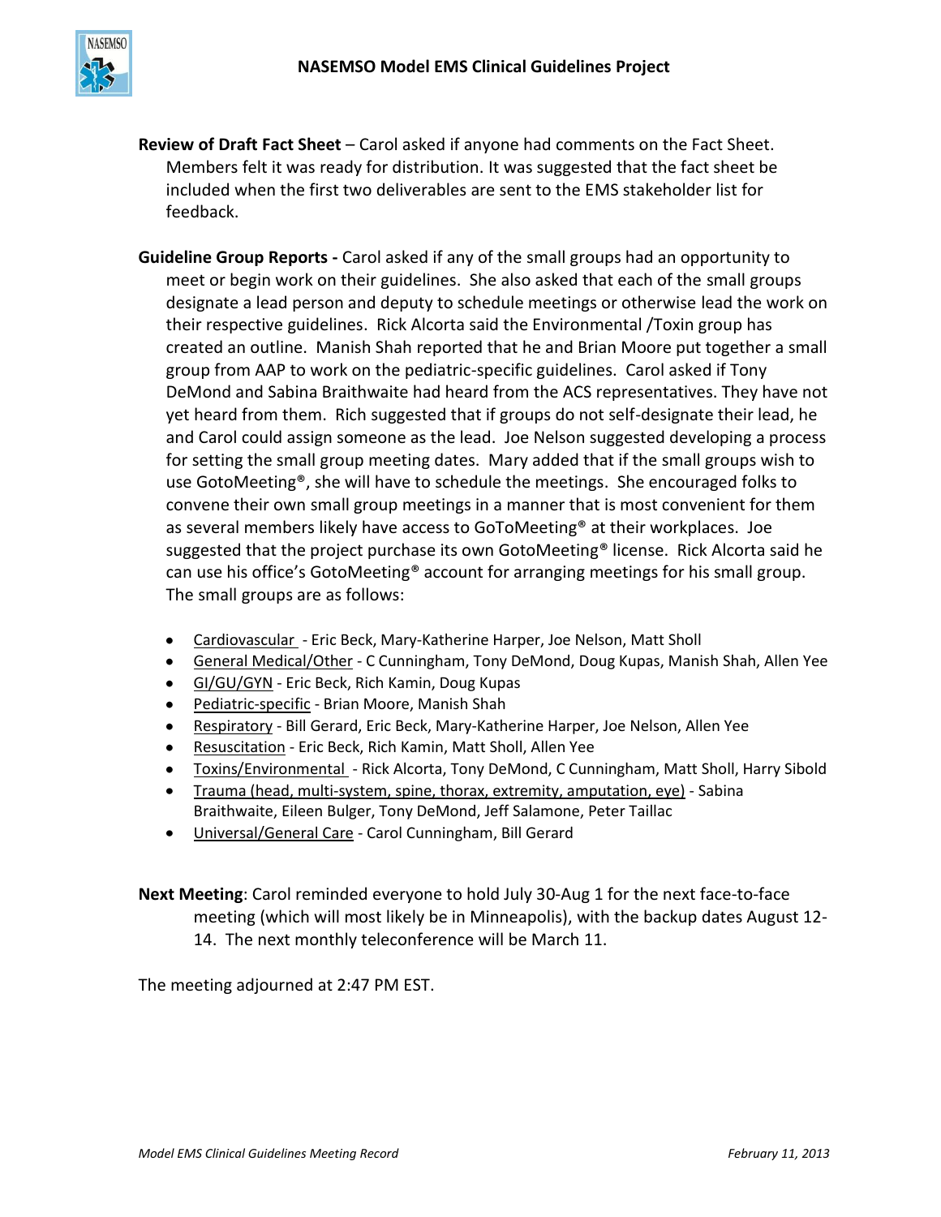**Review of Draft Fact Sheet** – Carol asked if anyone had comments on the Fact Sheet. Members felt it was ready for distribution. It was suggested that the fact sheet be included when the first two deliverables are sent to the EMS stakeholder list for feedback.

**Guideline Group Reports -** Carol asked if any of the small groups had an opportunity to meet or begin work on their guidelines. She also asked that each of the small groups designate a lead person and deputy to schedule meetings or otherwise lead the work on their respective guidelines. Rick Alcorta said the Environmental /Toxin group has created an outline. Manish Shah reported that he and Brian Moore put together a small group from AAP to work on the pediatric-specific guidelines. Carol asked if Tony DeMond and Sabina Braithwaite had heard from the ACS representatives. They have not yet heard from them. Rich suggested that if groups do not self-designate their lead, he and Carol could assign someone as the lead. Joe Nelson suggested developing a process for setting the small group meeting dates. Mary added that if the small groups wish to use GotoMeeting®, she will have to schedule the meetings. She encouraged folks to convene their own small group meetings in a manner that is most convenient for them as several members likely have access to GoToMeeting® at their workplaces. Joe suggested that the project purchase its own GotoMeeting® license. Rick Alcorta said he can use his office's GotoMeeting® account for arranging meetings for his small group. The small groups are as follows:

- Cardiovascular - Eric Beck, Mary-Katherine Harper, Joe Nelson, Matt Sholl
- General Medical/Other - C Cunningham, Tony DeMond, Doug Kupas, Manish Shah, Allen Yee
- GI/GU/GYN - Eric Beck, Rich Kamin, Doug Kupas
- Pediatric-specific - Brian Moore, Manish Shah
- Respiratory - Bill Gerard, Eric Beck, Mary-Katherine Harper, Joe Nelson, Allen Yee
- Resuscitation - Eric Beck, Rich Kamin, Matt Sholl, Allen Yee
- Toxins/Environmental - Rick Alcorta, Tony DeMond, C Cunningham, Matt Sholl, Harry Sibold
- Trauma (head, multi-system, spine, thorax, extremity, amputation, eye) - Sabina Braithwaite, Eileen Bulger, Tony DeMond, Jeff Salamone, Peter Taillac
- Universal/General Care - Carol Cunningham, Bill Gerard

**Next Meeting**: Carol reminded everyone to hold July 30-Aug 1 for the next face-to-face meeting (which will most likely be in Minneapolis), with the backup dates August 12-14. The next monthly teleconference will be March 11.

The meeting adjourned at 2:47 PM EST.